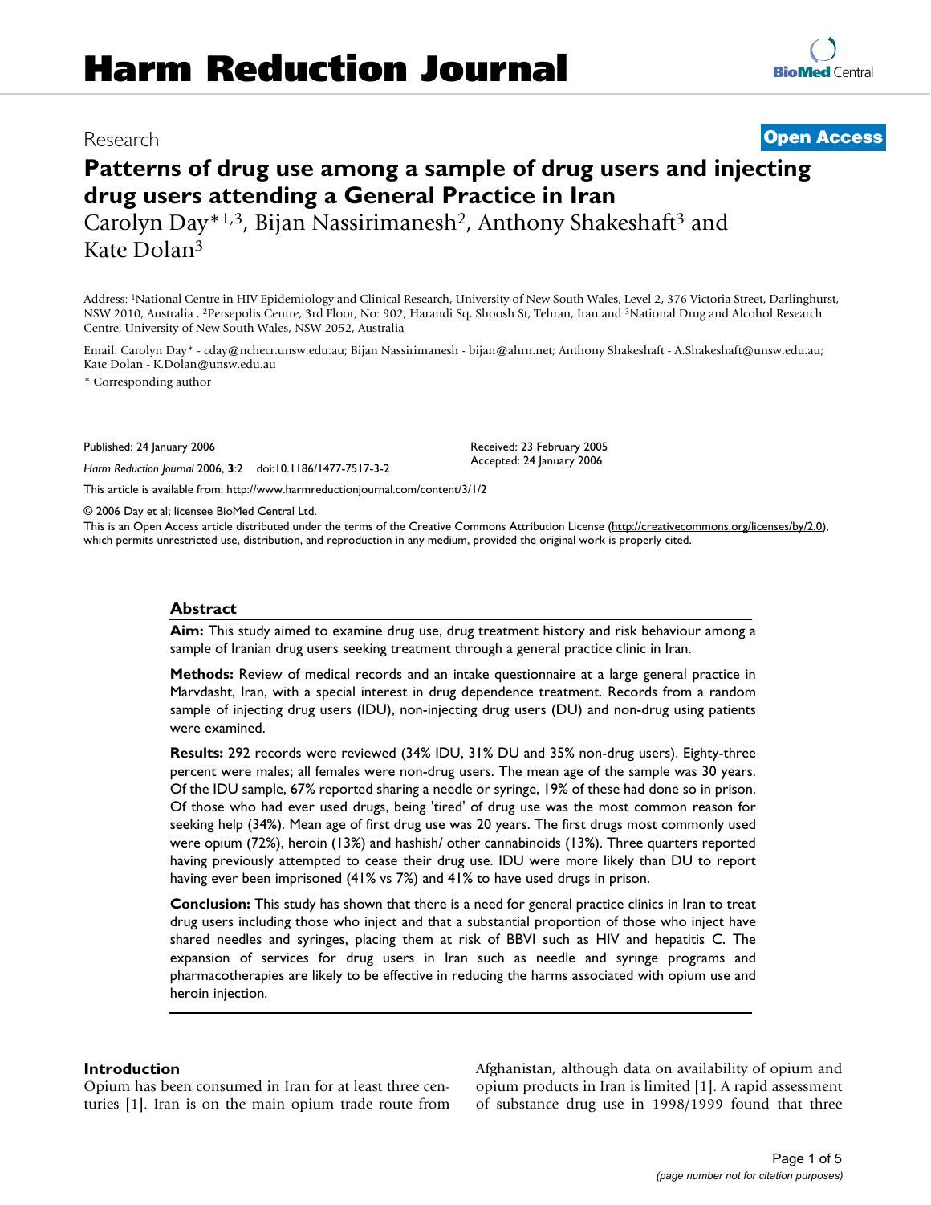# Harm Reduction Journal

Research

**Open Access**

# Patterns of drug use among a sample of drug users and injecting drug users attending a General Practice in Iran

Carolyn Day*[1,3], Bijan Nassirimanesh[2], Anthony Shakeshaft[3] and Kate Dolan[3]

Address: [1]National Centre in HIV Epidemiology and Clinical Research, University of New South Wales, Level 2, 376 Victoria Street, Darlinghurst, NSW 2010, Australia , [2]Persepolis Centre, 3rd Floor, No: 902, Harandi Sq, Shoosh St, Tehran, Iran and [3]National Drug and Alcohol Research Centre, University of New South Wales, NSW 2052, Australia

Email: Carolyn Day* - cday@nchecr.unsw.edu.au; Bijan Nassirimanesh - bijan@ahrn.net; Anthony Shakeshaft - A.Shakeshaft@unsw.edu.au; Kate Dolan - K.Dolan@unsw.edu.au

\* Corresponding author

Published: 24 January 2006

*Harm Reduction Journal* 2006, **3**:2 doi:10.1186/1477-7517-3-2

Received: 23 February 2005
Accepted: 24 January 2006

This article is available from: http://www.harmreductionjournal.com/content/3/1/2

© 2006 Day et al; licensee BioMed Central Ltd.
This is an Open Access article distributed under the terms of the Creative Commons Attribution License (http://creativecommons.org/licenses/by/2.0), which permits unrestricted use, distribution, and reproduction in any medium, provided the original work is properly cited.

## Abstract

**Aim:** This study aimed to examine drug use, drug treatment history and risk behaviour among a sample of Iranian drug users seeking treatment through a general practice clinic in Iran.

**Methods:** Review of medical records and an intake questionnaire at a large general practice in Marvdasht, Iran, with a special interest in drug dependence treatment. Records from a random sample of injecting drug users (IDU), non-injecting drug users (DU) and non-drug using patients were examined.

**Results:** 292 records were reviewed (34% IDU, 31% DU and 35% non-drug users). Eighty-three percent were males; all females were non-drug users. The mean age of the sample was 30 years. Of the IDU sample, 67% reported sharing a needle or syringe, 19% of these had done so in prison. Of those who had ever used drugs, being 'tired' of drug use was the most common reason for seeking help (34%). Mean age of first drug use was 20 years. The first drugs most commonly used were opium (72%), heroin (13%) and hashish/ other cannabinoids (13%). Three quarters reported having previously attempted to cease their drug use. IDU were more likely than DU to report having ever been imprisoned (41% vs 7%) and 41% to have used drugs in prison.

**Conclusion:** This study has shown that there is a need for general practice clinics in Iran to treat drug users including those who inject and that a substantial proportion of those who inject have shared needles and syringes, placing them at risk of BBVI such as HIV and hepatitis C. The expansion of services for drug users in Iran such as needle and syringe programs and pharmacotherapies are likely to be effective in reducing the harms associated with opium use and heroin injection.

## Introduction

Opium has been consumed in Iran for at least three centuries [1]. Iran is on the main opium trade route from Afghanistan, although data on availability of opium and opium products in Iran is limited [1]. A rapid assessment of substance drug use in 1998/1999 found that three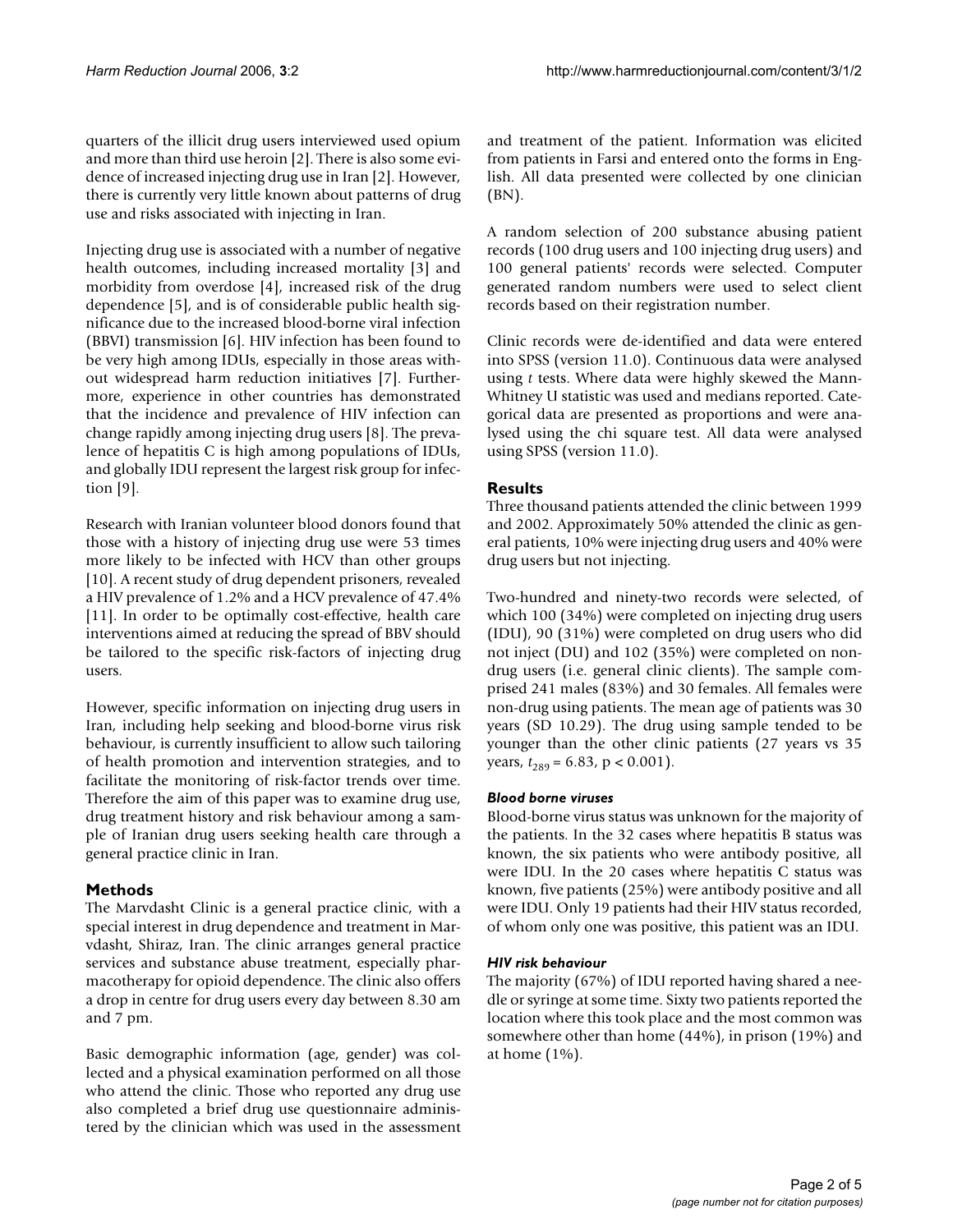quarters of the illicit drug users interviewed used opium and more than third use heroin [2]. There is also some evidence of increased injecting drug use in Iran [2]. However, there is currently very little known about patterns of drug use and risks associated with injecting in Iran.

Injecting drug use is associated with a number of negative health outcomes, including increased mortality [3] and morbidity from overdose [4], increased risk of the drug dependence [5], and is of considerable public health significance due to the increased blood-borne viral infection (BBVI) transmission [6]. HIV infection has been found to be very high among IDUs, especially in those areas without widespread harm reduction initiatives [7]. Furthermore, experience in other countries has demonstrated that the incidence and prevalence of HIV infection can change rapidly among injecting drug users [8]. The prevalence of hepatitis C is high among populations of IDUs, and globally IDU represent the largest risk group for infection [9].

Research with Iranian volunteer blood donors found that those with a history of injecting drug use were 53 times more likely to be infected with HCV than other groups [10]. A recent study of drug dependent prisoners, revealed a HIV prevalence of 1.2% and a HCV prevalence of 47.4% [11]. In order to be optimally cost-effective, health care interventions aimed at reducing the spread of BBV should be tailored to the specific risk-factors of injecting drug users.

However, specific information on injecting drug users in Iran, including help seeking and blood-borne virus risk behaviour, is currently insufficient to allow such tailoring of health promotion and intervention strategies, and to facilitate the monitoring of risk-factor trends over time. Therefore the aim of this paper was to examine drug use, drug treatment history and risk behaviour among a sample of Iranian drug users seeking health care through a general practice clinic in Iran.

## Methods

The Marvdasht Clinic is a general practice clinic, with a special interest in drug dependence and treatment in Marvdasht, Shiraz, Iran. The clinic arranges general practice services and substance abuse treatment, especially pharmacotherapy for opioid dependence. The clinic also offers a drop in centre for drug users every day between 8.30 am and 7 pm.

Basic demographic information (age, gender) was collected and a physical examination performed on all those who attend the clinic. Those who reported any drug use also completed a brief drug use questionnaire administered by the clinician which was used in the assessment and treatment of the patient. Information was elicited from patients in Farsi and entered onto the forms in English. All data presented were collected by one clinician (BN).

A random selection of 200 substance abusing patient records (100 drug users and 100 injecting drug users) and 100 general patients' records were selected. Computer generated random numbers were used to select client records based on their registration number.

Clinic records were de-identified and data were entered into SPSS (version 11.0). Continuous data were analysed using *t* tests. Where data were highly skewed the Mann-Whitney U statistic was used and medians reported. Categorical data are presented as proportions and were analysed using the chi square test. All data were analysed using SPSS (version 11.0).

## Results

Three thousand patients attended the clinic between 1999 and 2002. Approximately 50% attended the clinic as general patients, 10% were injecting drug users and 40% were drug users but not injecting.

Two-hundred and ninety-two records were selected, of which 100 (34%) were completed on injecting drug users (IDU), 90 (31%) were completed on drug users who did not inject (DU) and 102 (35%) were completed on non-drug users (i.e. general clinic clients). The sample comprised 241 males (83%) and 30 females. All females were non-drug using patients. The mean age of patients was 30 years (SD 10.29). The drug using sample tended to be younger than the other clinic patients (27 years vs 35 years, $t_{289} = 6.83$, $p < 0.001$).

### *Blood borne viruses*

Blood-borne virus status was unknown for the majority of the patients. In the 32 cases where hepatitis B status was known, the six patients who were antibody positive, all were IDU. In the 20 cases where hepatitis C status was known, five patients (25%) were antibody positive and all were IDU. Only 19 patients had their HIV status recorded, of whom only one was positive, this patient was an IDU.

### *HIV risk behaviour*

The majority (67%) of IDU reported having shared a needle or syringe at some time. Sixty two patients reported the location where this took place and the most common was somewhere other than home (44%), in prison (19%) and at home (1%).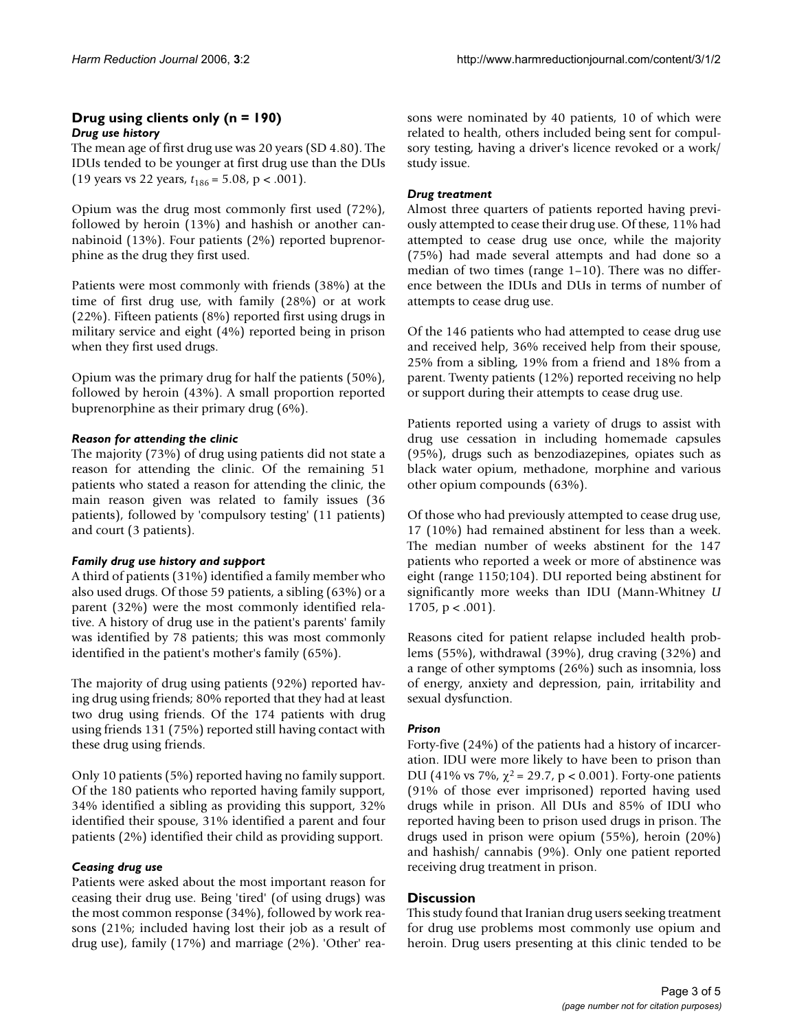## Drug using clients only (n = 190)

### *Drug use history*

The mean age of first drug use was 20 years (SD 4.80). The IDUs tended to be younger at first drug use than the DUs (19 years vs 22 years, $t_{186} = 5.08$, $p < .001$).

Opium was the drug most commonly first used (72%), followed by heroin (13%) and hashish or another cannabinoid (13%). Four patients (2%) reported buprenorphine as the drug they first used.

Patients were most commonly with friends (38%) at the time of first drug use, with family (28%) or at work (22%). Fifteen patients (8%) reported first using drugs in military service and eight (4%) reported being in prison when they first used drugs.

Opium was the primary drug for half the patients (50%), followed by heroin (43%). A small proportion reported buprenorphine as their primary drug (6%).

### *Reason for attending the clinic*

The majority (73%) of drug using patients did not state a reason for attending the clinic. Of the remaining 51 patients who stated a reason for attending the clinic, the main reason given was related to family issues (36 patients), followed by 'compulsory testing' (11 patients) and court (3 patients).

### *Family drug use history and support*

A third of patients (31%) identified a family member who also used drugs. Of those 59 patients, a sibling (63%) or a parent (32%) were the most commonly identified relative. A history of drug use in the patient's parents' family was identified by 78 patients; this was most commonly identified in the patient's mother's family (65%).

The majority of drug using patients (92%) reported having drug using friends; 80% reported that they had at least two drug using friends. Of the 174 patients with drug using friends 131 (75%) reported still having contact with these drug using friends.

Only 10 patients (5%) reported having no family support. Of the 180 patients who reported having family support, 34% identified a sibling as providing this support, 32% identified their spouse, 31% identified a parent and four patients (2%) identified their child as providing support.

### *Ceasing drug use*

Patients were asked about the most important reason for ceasing their drug use. Being 'tired' (of using drugs) was the most common response (34%), followed by work reasons (21%; included having lost their job as a result of drug use), family (17%) and marriage (2%). 'Other' reasons were nominated by 40 patients, 10 of which were related to health, others included being sent for compulsory testing, having a driver's licence revoked or a work/ study issue.

### *Drug treatment*

Almost three quarters of patients reported having previously attempted to cease their drug use. Of these, 11% had attempted to cease drug use once, while the majority (75%) had made several attempts and had done so a median of two times (range 1–10). There was no difference between the IDUs and DUs in terms of number of attempts to cease drug use.

Of the 146 patients who had attempted to cease drug use and received help, 36% received help from their spouse, 25% from a sibling, 19% from a friend and 18% from a parent. Twenty patients (12%) reported receiving no help or support during their attempts to cease drug use.

Patients reported using a variety of drugs to assist with drug use cessation in including homemade capsules (95%), drugs such as benzodiazepines, opiates such as black water opium, methadone, morphine and various other opium compounds (63%).

Of those who had previously attempted to cease drug use, 17 (10%) had remained abstinent for less than a week. The median number of weeks abstinent for the 147 patients who reported a week or more of abstinence was eight (range 1150;104). DU reported being abstinent for significantly more weeks than IDU (Mann-Whitney *U* 1705, $p < .001$).

Reasons cited for patient relapse included health problems (55%), withdrawal (39%), drug craving (32%) and a range of other symptoms (26%) such as insomnia, loss of energy, anxiety and depression, pain, irritability and sexual dysfunction.

### *Prison*

Forty-five (24%) of the patients had a history of incarceration. IDU were more likely to have been to prison than DU (41% vs 7%, $\chi^2 = 29.7$, $p < 0.001$). Forty-one patients (91% of those ever imprisoned) reported having used drugs while in prison. All DUs and 85% of IDU who reported having been to prison used drugs in prison. The drugs used in prison were opium (55%), heroin (20%) and hashish/ cannabis (9%). Only one patient reported receiving drug treatment in prison.

## Discussion

This study found that Iranian drug users seeking treatment for drug use problems most commonly use opium and heroin. Drug users presenting at this clinic tended to be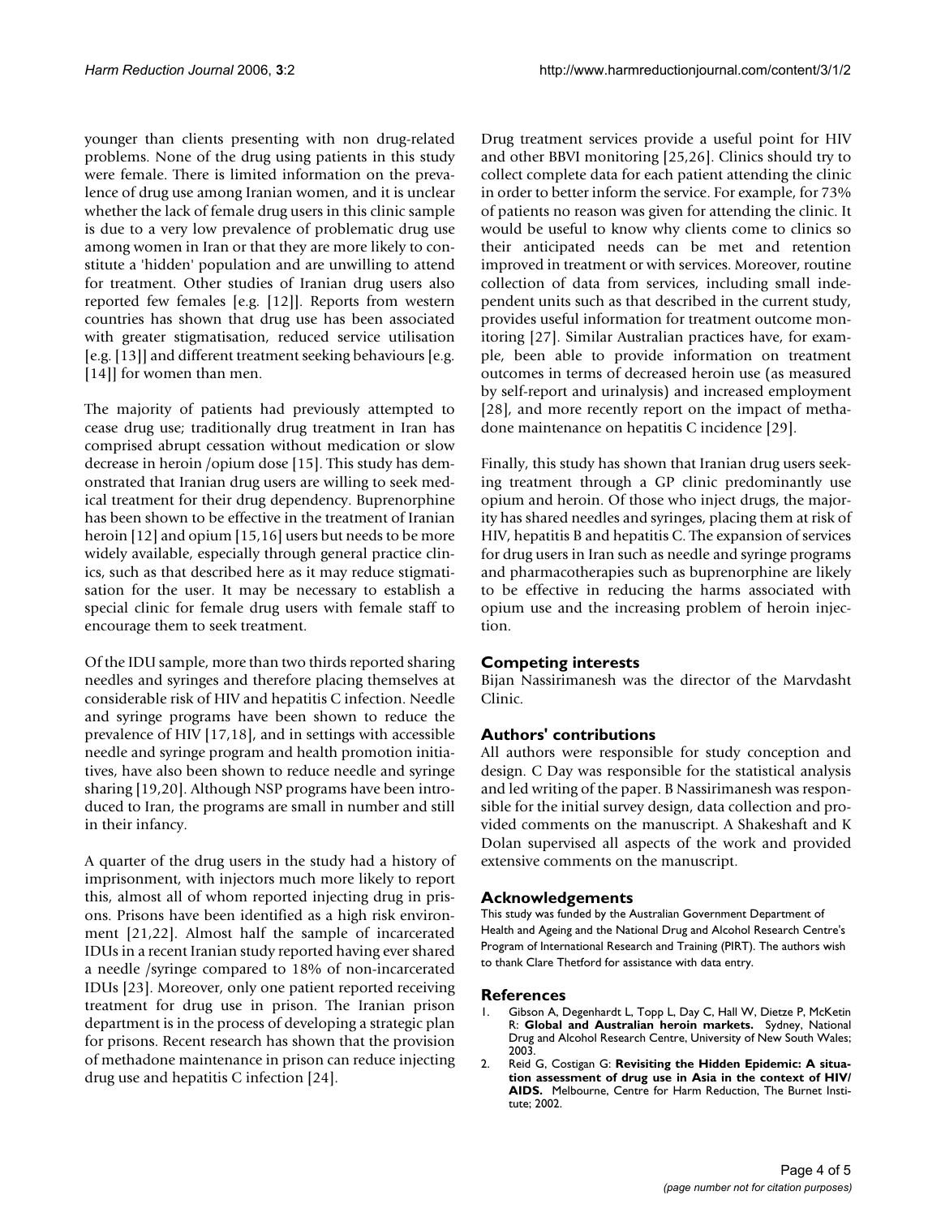younger than clients presenting with non drug-related problems. None of the drug using patients in this study were female. There is limited information on the prevalence of drug use among Iranian women, and it is unclear whether the lack of female drug users in this clinic sample is due to a very low prevalence of problematic drug use among women in Iran or that they are more likely to constitute a 'hidden' population and are unwilling to attend for treatment. Other studies of Iranian drug users also reported few females [e.g. [12]]. Reports from western countries has shown that drug use has been associated with greater stigmatisation, reduced service utilisation [e.g. [13]] and different treatment seeking behaviours [e.g. [14]] for women than men.

The majority of patients had previously attempted to cease drug use; traditionally drug treatment in Iran has comprised abrupt cessation without medication or slow decrease in heroin /opium dose [15]. This study has demonstrated that Iranian drug users are willing to seek medical treatment for their drug dependency. Buprenorphine has been shown to be effective in the treatment of Iranian heroin [12] and opium [15,16] users but needs to be more widely available, especially through general practice clinics, such as that described here as it may reduce stigmatisation for the user. It may be necessary to establish a special clinic for female drug users with female staff to encourage them to seek treatment.

Of the IDU sample, more than two thirds reported sharing needles and syringes and therefore placing themselves at considerable risk of HIV and hepatitis C infection. Needle and syringe programs have been shown to reduce the prevalence of HIV [17,18], and in settings with accessible needle and syringe program and health promotion initiatives, have also been shown to reduce needle and syringe sharing [19,20]. Although NSP programs have been introduced to Iran, the programs are small in number and still in their infancy.

A quarter of the drug users in the study had a history of imprisonment, with injectors much more likely to report this, almost all of whom reported injecting drug in prisons. Prisons have been identified as a high risk environment [21,22]. Almost half the sample of incarcerated IDUs in a recent Iranian study reported having ever shared a needle /syringe compared to 18% of non-incarcerated IDUs [23]. Moreover, only one patient reported receiving treatment for drug use in prison. The Iranian prison department is in the process of developing a strategic plan for prisons. Recent research has shown that the provision of methadone maintenance in prison can reduce injecting drug use and hepatitis C infection [24].

Drug treatment services provide a useful point for HIV and other BBVI monitoring [25,26]. Clinics should try to collect complete data for each patient attending the clinic in order to better inform the service. For example, for 73% of patients no reason was given for attending the clinic. It would be useful to know why clients come to clinics so their anticipated needs can be met and retention improved in treatment or with services. Moreover, routine collection of data from services, including small independent units such as that described in the current study, provides useful information for treatment outcome monitoring [27]. Similar Australian practices have, for example, been able to provide information on treatment outcomes in terms of decreased heroin use (as measured by self-report and urinalysis) and increased employment [28], and more recently report on the impact of methadone maintenance on hepatitis C incidence [29].

Finally, this study has shown that Iranian drug users seeking treatment through a GP clinic predominantly use opium and heroin. Of those who inject drugs, the majority has shared needles and syringes, placing them at risk of HIV, hepatitis B and hepatitis C. The expansion of services for drug users in Iran such as needle and syringe programs and pharmacotherapies such as buprenorphine are likely to be effective in reducing the harms associated with opium use and the increasing problem of heroin injection.

## Competing interests

Bijan Nassirimanesh was the director of the Marvdasht Clinic.

## Authors' contributions

All authors were responsible for study conception and design. C Day was responsible for the statistical analysis and led writing of the paper. B Nassirimanesh was responsible for the initial survey design, data collection and provided comments on the manuscript. A Shakeshaft and K Dolan supervised all aspects of the work and provided extensive comments on the manuscript.

## Acknowledgements

This study was funded by the Australian Government Department of Health and Ageing and the National Drug and Alcohol Research Centre's Program of International Research and Training (PIRT). The authors wish to thank Clare Thetford for assistance with data entry.

## References

1. Gibson A, Degenhardt L, Topp L, Day C, Hall W, Dietze P, McKetin R: **Global and Australian heroin markets.** Sydney, National Drug and Alcohol Research Centre, University of New South Wales; 2003.
2. Reid G, Costigan G: **Revisiting the Hidden Epidemic: A situation assessment of drug use in Asia in the context of HIV/AIDS.** Melbourne, Centre for Harm Reduction, The Burnet Institute; 2002.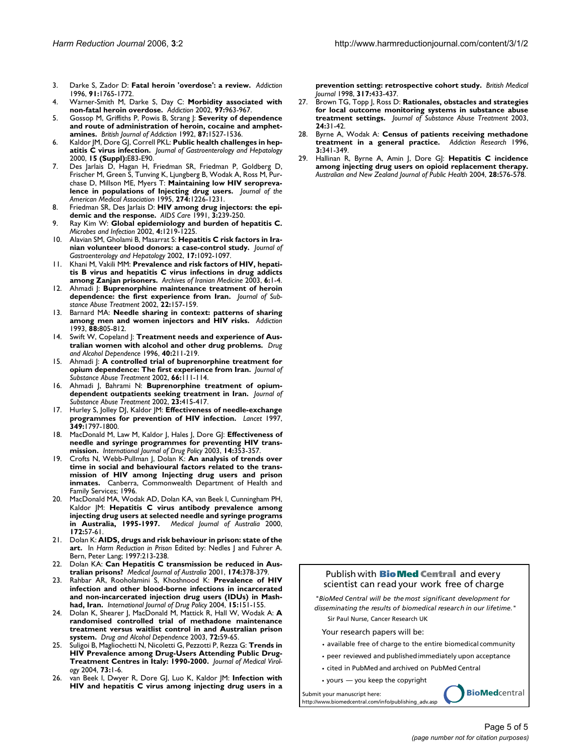3. Darke S, Zador D: **Fatal heroin 'overdose': a review.** *Addiction* 1996, **91:**1765-1772.
4. Warner-Smith M, Darke S, Day C: **Morbidity associated with non-fatal heroin overdose.** *Addiction* 2002, **97:**963-967.
5. Gossop M, Griffiths P, Powis B, Strang J: **Severity of dependence and route of administration of heroin, cocaine and amphetamines.** *British Journal of Addiction* 1992, **87:**1527-1536.
6. Kaldor JM, Dore GJ, Correll PKL: **Public health challenges in hepatitis C virus infection.** *Journal of Gastroenterology and Hepatology* 2000, **15 (Suppl):**E83-E90.
7. Des Jarlais D, Hagan H, Friedman SR, Friedman P, Goldberg D, Frischer M, Green S, Tunving K, Ljungberg B, Wodak A, Ross M, Purchase D, Millson ME, Myers T: **Maintaining low HIV seroprevalence in populations of Injecting drug users.** *Journal of the American Medical Association* 1995, **274:**1226-1231.
8. Friedman SR, Des Jarlais D: **HIV among drug injectors: the epidemic and the response.** *AIDS Care* 1991, **3:**239-250.
9. Ray Kim W: **Global epidemiology and burden of hepatitis C.** *Microbes and Infection* 2002, **4:**1219-1225.
10. Alavian SM, Gholami B, Masarrat S: **Hepatitis C risk factors in Iranian volunteer blood donors: a case-control study.** *Journal of Gastroenterology and Hepatology* 2002, **17:**1092-1097.
11. Khani M, Vakili MM: **Prevalence and risk factors of HIV, hepatitis B virus and hepatitis C virus infections in drug addicts among Zanjan prisoners.** *Archives of Iranian Medicine* 2003, **6:**1-4.
12. Ahmadi J: **Buprenorphine maintenance treatment of heroin dependence: the first experience from Iran.** *Journal of Substance Abuse Treatment* 2002, **22:**157-159.
13. Barnard MA: **Needle sharing in context: patterns of sharing among men and women injectors and HIV risks.** *Addiction* 1993, **88:**805-812.
14. Swift W, Copeland J: **Treatment needs and experience of Australian women with alcohol and other drug problems.** *Drug and Alcohol Dependence* 1996, **40:**211-219.
15. Ahmadi J: **A controlled trial of buprenorphine treatment for opium dependence: The first experience from Iran.** *Journal of Substance Abuse Treatment* 2002, **66:**111-114.
16. Ahmadi J, Bahrami N: **Buprenorphine treatment of opium-dependent outpatients seeking treatment in Iran.** *Journal of Substance Abuse Treatment* 2002, **23:**415-417.
17. Hurley S, Jolley DJ, Kaldor JM: **Effectiveness of needle-exchange programmes for prevention of HIV infection.** *Lancet* 1997, **349:**1797-1800.
18. MacDonald M, Law M, Kaldor J, Hales J, Dore GJ: **Effectiveness of needle and syringe programmes for preventing HIV transmission.** *International Journal of Drug Policy* 2003, **14:**353-357.
19. Crofts N, Webb-Pullman J, Dolan K: **An analysis of trends over time in social and behavioural factors related to the transmission of HIV among Injecting drug users and prison inmates.** Canberra, Commonwealth Department of Health and Family Services; 1996.
20. MacDonald MA, Wodak AD, Dolan KA, van Beek I, Cunningham PH, Kaldor JM: **Hepatitis C virus antibody prevalence among injecting drug users at selected needle and syringe programs in Australia, 1995-1997.** *Medical Journal of Australia* 2000, **172:**57-61.
21. Dolan K: **AIDS, drugs and risk behaviour in prison: state of the art.** In *Harm Reduction in Prison* Edited by: Nedles J and Fuhrer A. Bern, Peter Lang; 1997:213-238.
22. Dolan KA: **Can Hepatitis C transmission be reduced in Australian prisons?** *Medical Journal of Australia* 2001, **174:**378-379.
23. Rahbar AR, Rooholamini S, Khoshnood K: **Prevalence of HIV infection and other blood-borne infections in incarcerated and non-incarcerated injection drug users (IDUs) in Mashhad, Iran.** *International Journal of Drug Policy* 2004, **15:**151-155.
24. Dolan K, Shearer J, MacDonald M, Mattick R, Hall W, Wodak A: **A randomised controlled trial of methadone maintenance treatment versus waitlist control in and Australian prison system.** *Drug and Alcohol Dependence* 2003, **72:**59-65.
25. Suligoi B, Magliochetti N, Nicoletti G, Pezzotti P, Rezza G: **Trends in HIV Prevalence among Drug-Users Attending Public Drug-Treatment Centres in Italy: 1990-2000.** *Journal of Medical Virology* 2004, **73:**1-6.
26. van Beek I, Dwyer R, Dore GJ, Luo K, Kaldor JM: **Infection with HIV and hepatitis C virus among injecting drug users in a prevention setting: retrospective cohort study.** *British Medical Journal* 1998, **317:**433-437.
27. Brown TG, Topp J, Ross D: **Rationales, obstacles and strategies for local outcome monitoring systems in substance abuse treatment settings.** *Journal of Substance Abuse Treatment* 2003, **24:**31-42.
28. Byrne A, Wodak A: **Census of patients receiving methadone treatment in a general practice.** *Addiction Research* 1996, **3:**341-349.
29. Hallinan R, Byrne A, Amin J, Dore GJ: **Hepatitis C incidence among injecting drug users on opioid replacement therapy.** *Australian and New Zealand Journal of Public Health* 2004, **28:**576-578.

Publish with **BioMed Central** and every scientist can read your work free of charge

*"BioMed Central will be the most significant development for disseminating the results of biomedical research in our lifetime."*
Sir Paul Nurse, Cancer Research UK

Your research papers will be:

- available free of charge to the entire biomedical community
- peer reviewed and published immediately upon acceptance
- cited in PubMed and archived on PubMed Central
- yours — you keep the copyright

Submit your manuscript here:
http://www.biomedcentral.com/info/publishing_adv.asp

BioMedcentral